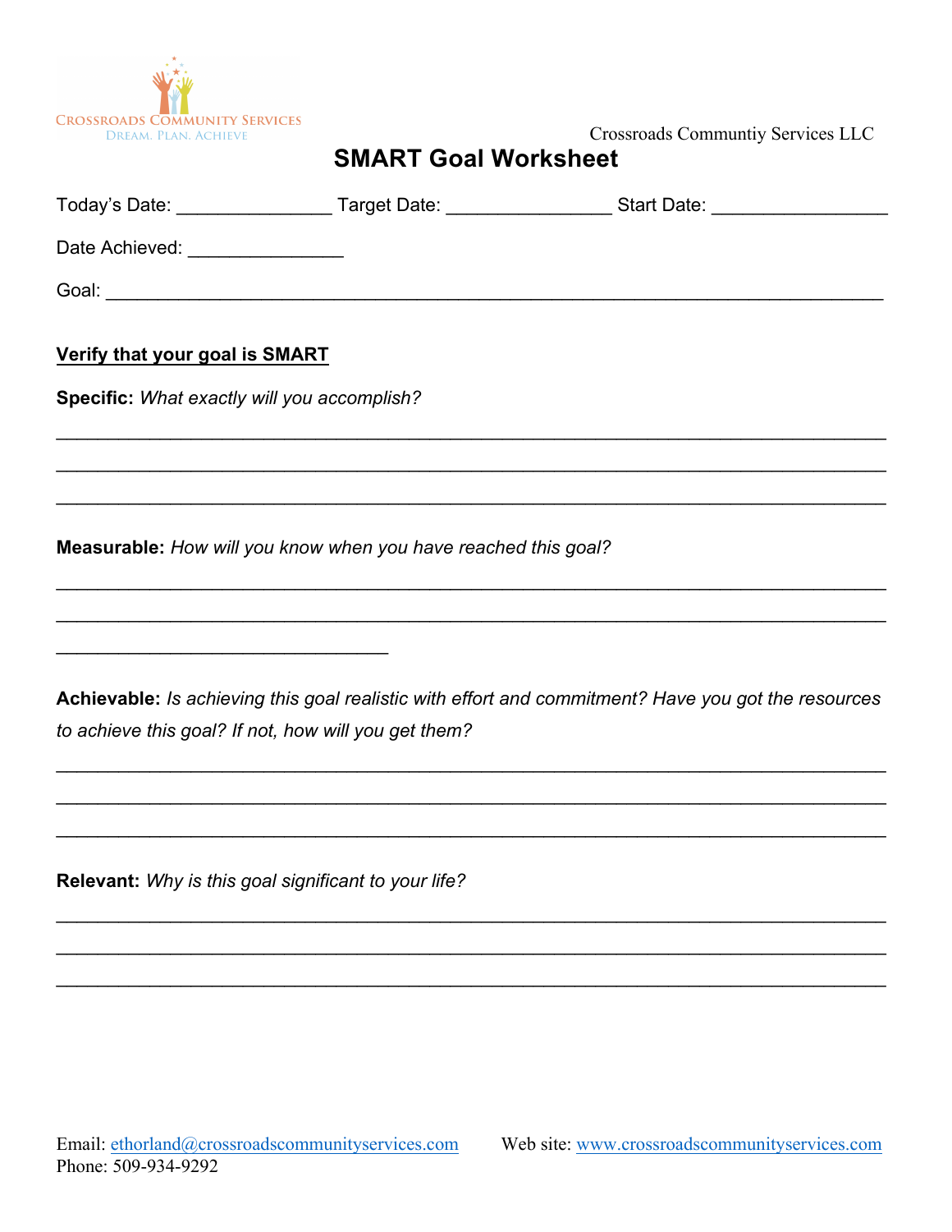CROSSROADS COMMUNITY SERVICES
DREAM. PLAN. ACHIEVE

Crossroads Communtiy Services LLC

# SMART Goal Worksheet

Today's Date: _______________ Target Date: ________________ Start Date: _________________

Date Achieved: _______________

Goal: ___________________________________________________________________________

**Verify that your goal is SMART**

**Specific:** *What exactly will you accomplish?*

_________________________________________________________________________________

_________________________________________________________________________________

_________________________________________________________________________________

**Measurable:** *How will you know when you have reached this goal?*

_________________________________________________________________________________

_________________________________________________________________________________

________________________________

**Achievable:** *Is achieving this goal realistic with effort and commitment? Have you got the resources to achieve this goal? If not, how will you get them?*

_________________________________________________________________________________

_________________________________________________________________________________

_________________________________________________________________________________

**Relevant:** *Why is this goal significant to your life?*

_________________________________________________________________________________

_________________________________________________________________________________

_________________________________________________________________________________

Email: ethorland@crossroadscommunityservices.com Web site: www.crossroadscommunityservices.com
Phone: 509-934-9292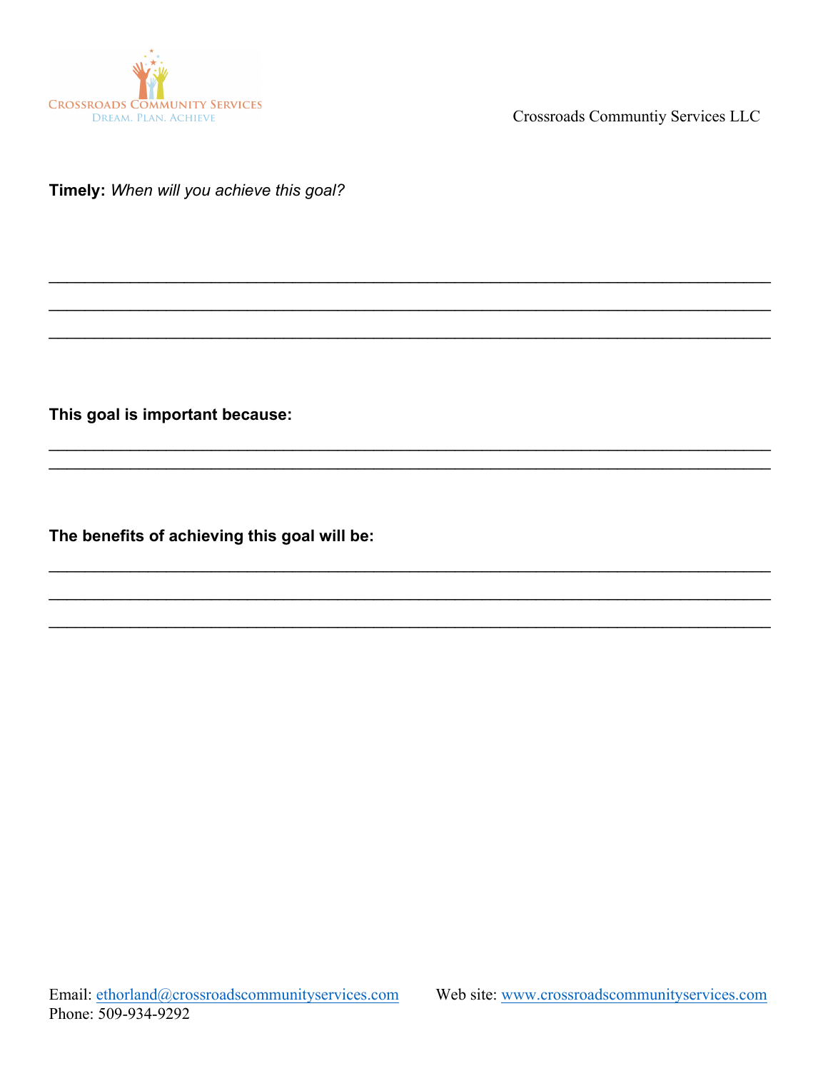**Timely:** *When will you achieve this goal?*

\_\_\_\_\_\_\_\_\_\_\_\_\_\_\_\_\_\_\_\_\_\_\_\_\_\_\_\_\_\_\_\_\_\_\_\_\_\_\_\_\_\_\_\_\_\_\_\_\_\_\_\_\_\_\_\_\_\_\_\_\_\_\_\_\_\_\_\_\_\_\_\_\_\_\_\_\_\_

\_\_\_\_\_\_\_\_\_\_\_\_\_\_\_\_\_\_\_\_\_\_\_\_\_\_\_\_\_\_\_\_\_\_\_\_\_\_\_\_\_\_\_\_\_\_\_\_\_\_\_\_\_\_\_\_\_\_\_\_\_\_\_\_\_\_\_\_\_\_\_\_\_\_\_\_\_\_

\_\_\_\_\_\_\_\_\_\_\_\_\_\_\_\_\_\_\_\_\_\_\_\_\_\_\_\_\_\_\_\_\_\_\_\_\_\_\_\_\_\_\_\_\_\_\_\_\_\_\_\_\_\_\_\_\_\_\_\_\_\_\_\_\_\_\_\_\_\_\_\_\_\_\_\_\_\_

**This goal is important because:**

\_\_\_\_\_\_\_\_\_\_\_\_\_\_\_\_\_\_\_\_\_\_\_\_\_\_\_\_\_\_\_\_\_\_\_\_\_\_\_\_\_\_\_\_\_\_\_\_\_\_\_\_\_\_\_\_\_\_\_\_\_\_\_\_\_\_\_\_\_\_\_\_\_\_\_\_\_\_

\_\_\_\_\_\_\_\_\_\_\_\_\_\_\_\_\_\_\_\_\_\_\_\_\_\_\_\_\_\_\_\_\_\_\_\_\_\_\_\_\_\_\_\_\_\_\_\_\_\_\_\_\_\_\_\_\_\_\_\_\_\_\_\_\_\_\_\_\_\_\_\_\_\_\_\_\_\_

**The benefits of achieving this goal will be:**

\_\_\_\_\_\_\_\_\_\_\_\_\_\_\_\_\_\_\_\_\_\_\_\_\_\_\_\_\_\_\_\_\_\_\_\_\_\_\_\_\_\_\_\_\_\_\_\_\_\_\_\_\_\_\_\_\_\_\_\_\_\_\_\_\_\_\_\_\_\_\_\_\_\_\_\_\_\_

\_\_\_\_\_\_\_\_\_\_\_\_\_\_\_\_\_\_\_\_\_\_\_\_\_\_\_\_\_\_\_\_\_\_\_\_\_\_\_\_\_\_\_\_\_\_\_\_\_\_\_\_\_\_\_\_\_\_\_\_\_\_\_\_\_\_\_\_\_\_\_\_\_\_\_\_\_\_

\_\_\_\_\_\_\_\_\_\_\_\_\_\_\_\_\_\_\_\_\_\_\_\_\_\_\_\_\_\_\_\_\_\_\_\_\_\_\_\_\_\_\_\_\_\_\_\_\_\_\_\_\_\_\_\_\_\_\_\_\_\_\_\_\_\_\_\_\_\_\_\_\_\_\_\_\_\_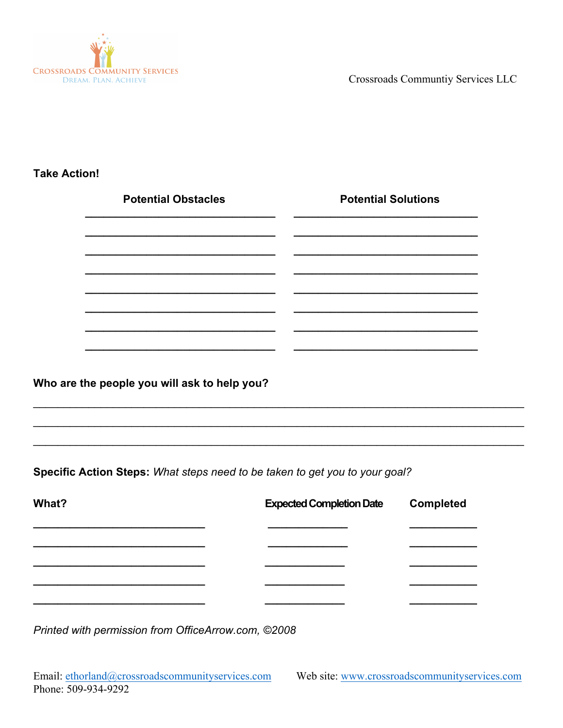Crossroads Community Services
Dream. Plan. Achieve

Crossroads Communtiy Services LLC

**Take Action!**

| Potential Obstacles | Potential Solutions |
| --- | --- |
| ______________________________ | ______________________________ |
| ______________________________ | ______________________________ |
| ______________________________ | ______________________________ |
| ______________________________ | ______________________________ |
| ______________________________ | ______________________________ |
| ______________________________ | ______________________________ |
| ______________________________ | ______________________________ |
| ______________________________ | ______________________________ |

**Who are the people you will ask to help you?**

______________________________________________________________________________

______________________________________________________________________________

______________________________________________________________________________

**Specific Action Steps:** *What steps need to be taken to get you to your goal?*

| What? | Expected Completion Date | Completed |
| --- | --- | --- |
| ___________________________ | _____________ | __________ |
| ___________________________ | _____________ | __________ |
| ___________________________ | _____________ | __________ |
| ___________________________ | _____________ | __________ |
| ___________________________ | _____________ | __________ |

*Printed with permission from OfficeArrow.com, ©2008*

Email: ethorland@crossroadscommunityservices.com Web site: www.crossroadscommunityservices.com
Phone: 509-934-9292